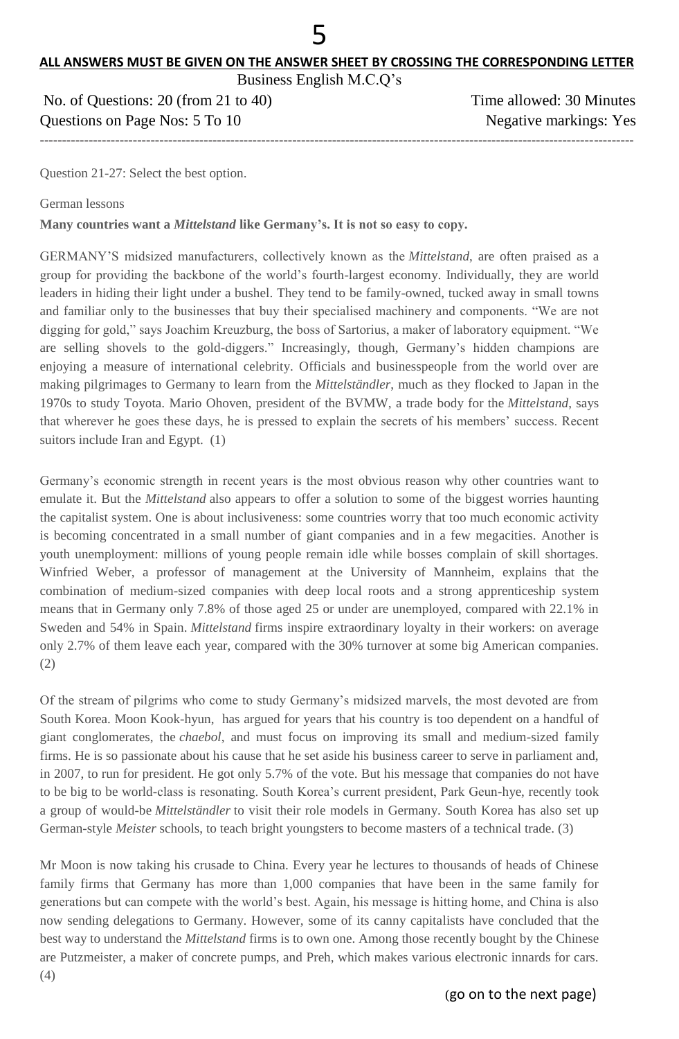**ALL ANSWERS MUST BE GIVEN ON THE ANSWER SHEET BY CROSSING THE CORRESPONDING LETTER**

Business English M.C.Q's

No. of Questions: 20 (from 21 to 40) Time allowed: 30 Minutes

Questions on Page Nos: 5 To 10 Negative markings: Yes

---

Question 21-27: Select the best option.

German lessons

**Many countries want a *Mittelstand* like Germany's. It is not so easy to copy.**

GERMANY'S midsized manufacturers, collectively known as the *Mittelstand*, are often praised as a group for providing the backbone of the world's fourth-largest economy. Individually, they are world leaders in hiding their light under a bushel. They tend to be family-owned, tucked away in small towns and familiar only to the businesses that buy their specialised machinery and components. "We are not digging for gold," says Joachim Kreuzburg, the boss of Sartorius, a maker of laboratory equipment. "We are selling shovels to the gold-diggers." Increasingly, though, Germany's hidden champions are enjoying a measure of international celebrity. Officials and businesspeople from the world over are making pilgrimages to Germany to learn from the *Mittelständler*, much as they flocked to Japan in the 1970s to study Toyota. Mario Ohoven, president of the BVMW, a trade body for the *Mittelstand*, says that wherever he goes these days, he is pressed to explain the secrets of his members' success. Recent suitors include Iran and Egypt. (1)

Germany's economic strength in recent years is the most obvious reason why other countries want to emulate it. But the *Mittelstand* also appears to offer a solution to some of the biggest worries haunting the capitalist system. One is about inclusiveness: some countries worry that too much economic activity is becoming concentrated in a small number of giant companies and in a few megacities. Another is youth unemployment: millions of young people remain idle while bosses complain of skill shortages. Winfried Weber, a professor of management at the University of Mannheim, explains that the combination of medium-sized companies with deep local roots and a strong apprenticeship system means that in Germany only 7.8% of those aged 25 or under are unemployed, compared with 22.1% in Sweden and 54% in Spain. *Mittelstand* firms inspire extraordinary loyalty in their workers: on average only 2.7% of them leave each year, compared with the 30% turnover at some big American companies. (2)

Of the stream of pilgrims who come to study Germany's midsized marvels, the most devoted are from South Korea. Moon Kook-hyun, has argued for years that his country is too dependent on a handful of giant conglomerates, the *chaebol*, and must focus on improving its small and medium-sized family firms. He is so passionate about his cause that he set aside his business career to serve in parliament and, in 2007, to run for president. He got only 5.7% of the vote. But his message that companies do not have to be big to be world-class is resonating. South Korea's current president, Park Geun-hye, recently took a group of would-be *Mittelständler* to visit their role models in Germany. South Korea has also set up German-style *Meister* schools, to teach bright youngsters to become masters of a technical trade. (3)

Mr Moon is now taking his crusade to China. Every year he lectures to thousands of heads of Chinese family firms that Germany has more than 1,000 companies that have been in the same family for generations but can compete with the world's best. Again, his message is hitting home, and China is also now sending delegations to Germany. However, some of its canny capitalists have concluded that the best way to understand the *Mittelstand* firms is to own one. Among those recently bought by the Chinese are Putzmeister, a maker of concrete pumps, and Preh, which makes various electronic innards for cars. (4)

(go on to the next page)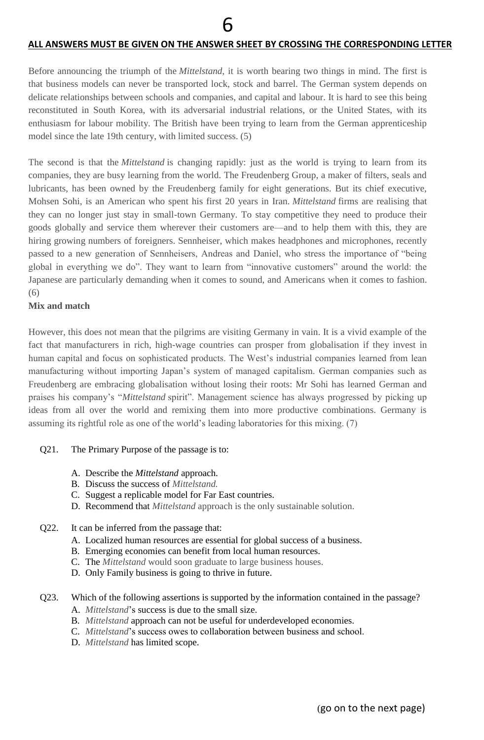**ALL ANSWERS MUST BE GIVEN ON THE ANSWER SHEET BY CROSSING THE CORRESPONDING LETTER**

Before announcing the triumph of the *Mittelstand*, it is worth bearing two things in mind. The first is that business models can never be transported lock, stock and barrel. The German system depends on delicate relationships between schools and companies, and capital and labour. It is hard to see this being reconstituted in South Korea, with its adversarial industrial relations, or the United States, with its enthusiasm for labour mobility. The British have been trying to learn from the German apprenticeship model since the late 19th century, with limited success. (5)

The second is that the *Mittelstand* is changing rapidly: just as the world is trying to learn from its companies, they are busy learning from the world. The Freudenberg Group, a maker of filters, seals and lubricants, has been owned by the Freudenberg family for eight generations. But its chief executive, Mohsen Sohi, is an American who spent his first 20 years in Iran. *Mittelstand* firms are realising that they can no longer just stay in small-town Germany. To stay competitive they need to produce their goods globally and service them wherever their customers are—and to help them with this, they are hiring growing numbers of foreigners. Sennheiser, which makes headphones and microphones, recently passed to a new generation of Sennheisers, Andreas and Daniel, who stress the importance of "being global in everything we do". They want to learn from "innovative customers" around the world: the Japanese are particularly demanding when it comes to sound, and Americans when it comes to fashion. (6)

**Mix and match**

However, this does not mean that the pilgrims are visiting Germany in vain. It is a vivid example of the fact that manufacturers in rich, high-wage countries can prosper from globalisation if they invest in human capital and focus on sophisticated products. The West's industrial companies learned from lean manufacturing without importing Japan's system of managed capitalism. German companies such as Freudenberg are embracing globalisation without losing their roots: Mr Sohi has learned German and praises his company's "*Mittelstand* spirit". Management science has always progressed by picking up ideas from all over the world and remixing them into more productive combinations. Germany is assuming its rightful role as one of the world's leading laboratories for this mixing. (7)

Q21. The Primary Purpose of the passage is to:

A. Describe the *Mittelstand* approach.
B. Discuss the success of *Mittelstand.*
C. Suggest a replicable model for Far East countries.
D. Recommend that *Mittelstand* approach is the only sustainable solution.

Q22. It can be inferred from the passage that:

A. Localized human resources are essential for global success of a business.
B. Emerging economies can benefit from local human resources.
C. The *Mittelstand* would soon graduate to large business houses.
D. Only Family business is going to thrive in future.

Q23. Which of the following assertions is supported by the information contained in the passage?

A. *Mittelstand*'s success is due to the small size.
B. *Mittelstand* approach can not be useful for underdeveloped economies.
C. *Mittelstand*'s success owes to collaboration between business and school.
D. *Mittelstand* has limited scope.

(go on to the next page)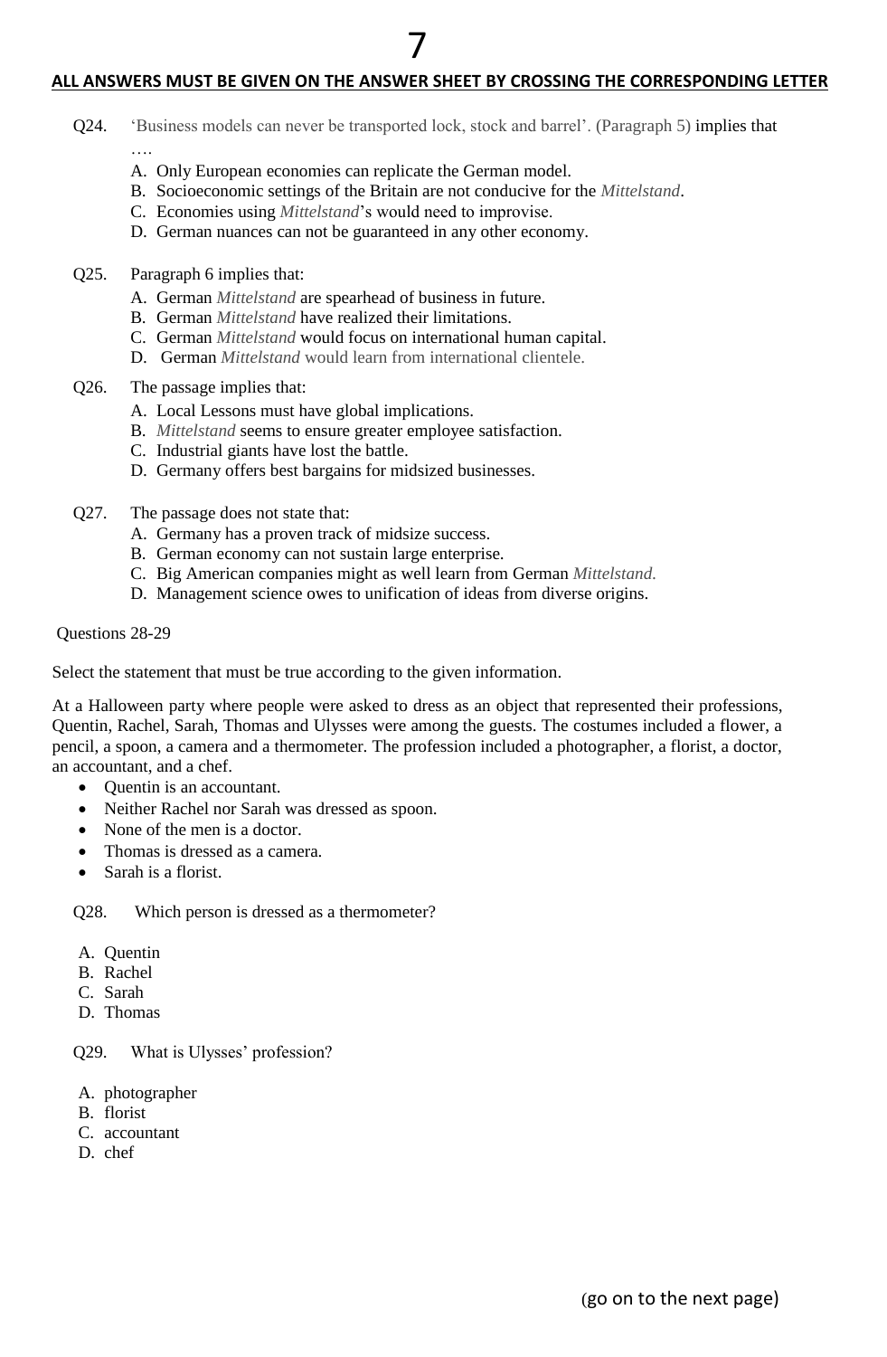**ALL ANSWERS MUST BE GIVEN ON THE ANSWER SHEET BY CROSSING THE CORRESPONDING LETTER**

Q24. 'Business models can never be transported lock, stock and barrel'. (Paragraph 5) implies that ….

A. Only European economies can replicate the German model.
B. Socioeconomic settings of the Britain are not conducive for the *Mittelstand*.
C. Economies using *Mittelstand*'s would need to improvise.
D. German nuances can not be guaranteed in any other economy.

Q25. Paragraph 6 implies that:

A. German *Mittelstand* are spearhead of business in future.
B. German *Mittelstand* have realized their limitations.
C. German *Mittelstand* would focus on international human capital.
D. German *Mittelstand* would learn from international clientele.

Q26. The passage implies that:

A. Local Lessons must have global implications.
B. *Mittelstand* seems to ensure greater employee satisfaction.
C. Industrial giants have lost the battle.
D. Germany offers best bargains for midsized businesses.

Q27. The passage does not state that:

A. Germany has a proven track of midsize success.
B. German economy can not sustain large enterprise.
C. Big American companies might as well learn from German *Mittelstand.*
D. Management science owes to unification of ideas from diverse origins.

Questions 28-29

Select the statement that must be true according to the given information.

At a Halloween party where people were asked to dress as an object that represented their professions, Quentin, Rachel, Sarah, Thomas and Ulysses were among the guests. The costumes included a flower, a pencil, a spoon, a camera and a thermometer. The profession included a photographer, a florist, a doctor, an accountant, and a chef.

- Quentin is an accountant.
- Neither Rachel nor Sarah was dressed as spoon.
- None of the men is a doctor.
- Thomas is dressed as a camera.
- Sarah is a florist.

Q28. Which person is dressed as a thermometer?

A. Quentin
B. Rachel
C. Sarah
D. Thomas

Q29. What is Ulysses' profession?

A. photographer
B. florist
C. accountant
D. chef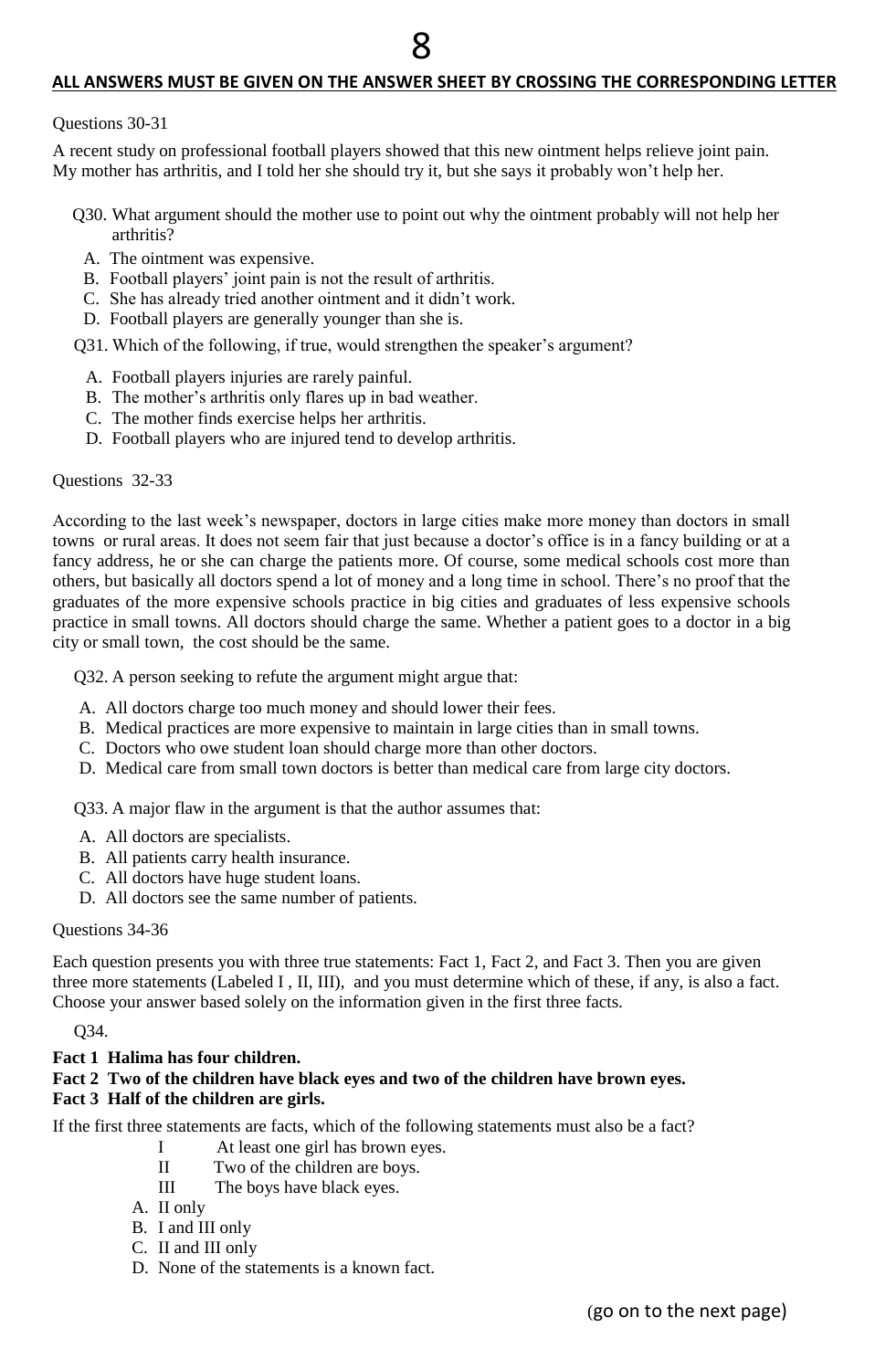**ALL ANSWERS MUST BE GIVEN ON THE ANSWER SHEET BY CROSSING THE CORRESPONDING LETTER**

Questions 30-31

A recent study on professional football players showed that this new ointment helps relieve joint pain. My mother has arthritis, and I told her she should try it, but she says it probably won't help her.

Q30. What argument should the mother use to point out why the ointment probably will not help her arthritis?

A. The ointment was expensive.
B. Football players' joint pain is not the result of arthritis.
C. She has already tried another ointment and it didn't work.
D. Football players are generally younger than she is.

Q31. Which of the following, if true, would strengthen the speaker's argument?

A. Football players injuries are rarely painful.
B. The mother's arthritis only flares up in bad weather.
C. The mother finds exercise helps her arthritis.
D. Football players who are injured tend to develop arthritis.

Questions 32-33

According to the last week's newspaper, doctors in large cities make more money than doctors in small towns or rural areas. It does not seem fair that just because a doctor's office is in a fancy building or at a fancy address, he or she can charge the patients more. Of course, some medical schools cost more than others, but basically all doctors spend a lot of money and a long time in school. There's no proof that the graduates of the more expensive schools practice in big cities and graduates of less expensive schools practice in small towns. All doctors should charge the same. Whether a patient goes to a doctor in a big city or small town, the cost should be the same.

Q32. A person seeking to refute the argument might argue that:

A. All doctors charge too much money and should lower their fees.
B. Medical practices are more expensive to maintain in large cities than in small towns.
C. Doctors who owe student loan should charge more than other doctors.
D. Medical care from small town doctors is better than medical care from large city doctors.

Q33. A major flaw in the argument is that the author assumes that:

A. All doctors are specialists.
B. All patients carry health insurance.
C. All doctors have huge student loans.
D. All doctors see the same number of patients.

Questions 34-36

Each question presents you with three true statements: Fact 1, Fact 2, and Fact 3. Then you are given three more statements (Labeled I , II, III), and you must determine which of these, if any, is also a fact. Choose your answer based solely on the information given in the first three facts.

Q34.

**Fact 1 Halima has four children.**
**Fact 2 Two of the children have black eyes and two of the children have brown eyes.**
**Fact 3 Half of the children are girls.**

If the first three statements are facts, which of the following statements must also be a fact?

I At least one girl has brown eyes.
II Two of the children are boys.
III The boys have black eyes.

A. II only
B. I and III only
C. II and III only
D. None of the statements is a known fact.

(go on to the next page)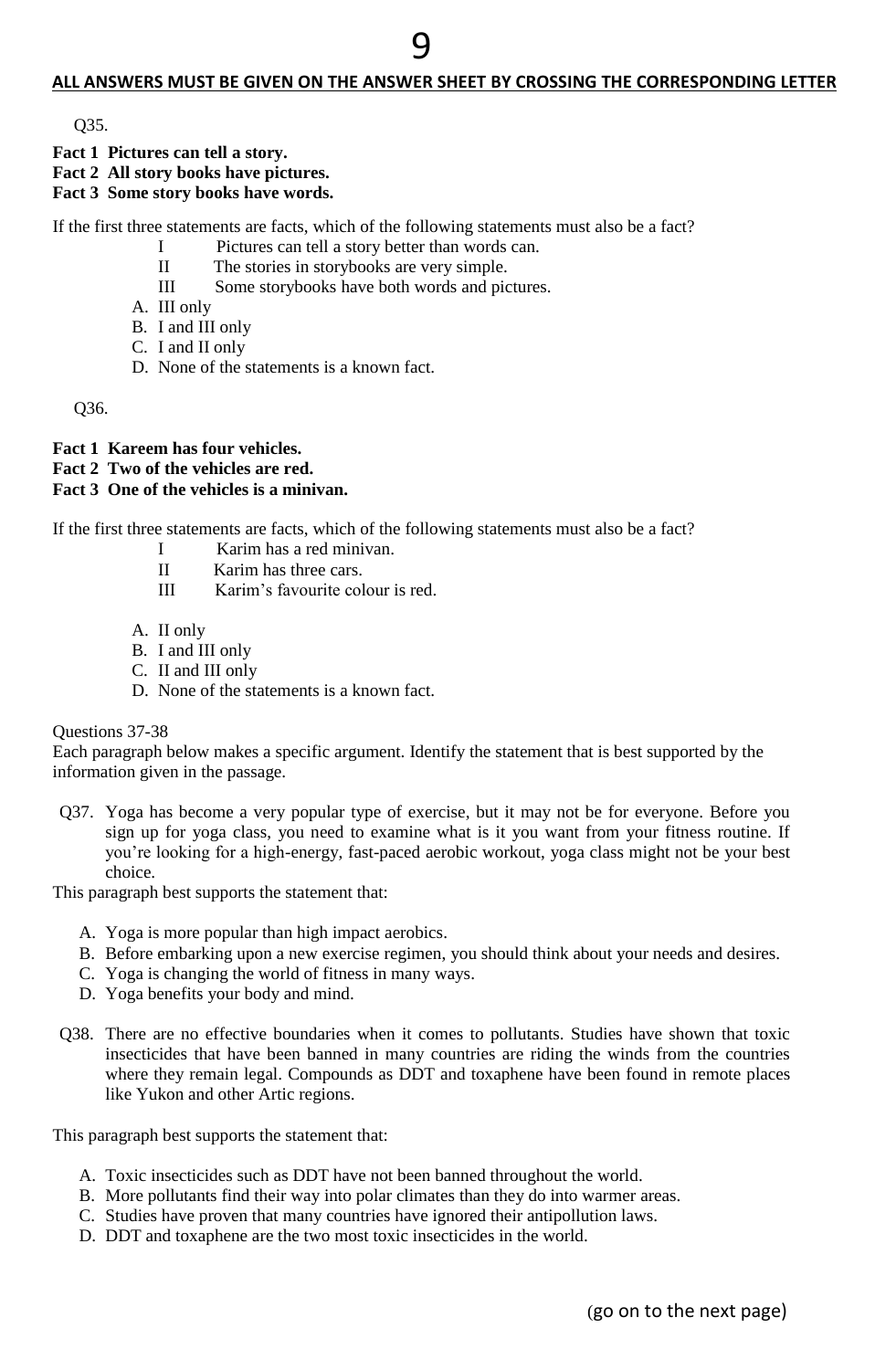**ALL ANSWERS MUST BE GIVEN ON THE ANSWER SHEET BY CROSSING THE CORRESPONDING LETTER**

Q35.

**Fact 1 Pictures can tell a story.**
**Fact 2 All story books have pictures.**
**Fact 3 Some story books have words.**

If the first three statements are facts, which of the following statements must also be a fact?

I Pictures can tell a story better than words can.
II The stories in storybooks are very simple.
III Some storybooks have both words and pictures.

A. III only
B. I and III only
C. I and II only
D. None of the statements is a known fact.

Q36.

**Fact 1 Kareem has four vehicles.**
**Fact 2 Two of the vehicles are red.**
**Fact 3 One of the vehicles is a minivan.**

If the first three statements are facts, which of the following statements must also be a fact?

I Karim has a red minivan.
II Karim has three cars.
III Karim's favourite colour is red.

A. II only
B. I and III only
C. II and III only
D. None of the statements is a known fact.

Questions 37-38
Each paragraph below makes a specific argument. Identify the statement that is best supported by the information given in the passage.

Q37. Yoga has become a very popular type of exercise, but it may not be for everyone. Before you sign up for yoga class, you need to examine what is it you want from your fitness routine. If you're looking for a high-energy, fast-paced aerobic workout, yoga class might not be your best choice.

This paragraph best supports the statement that:

A. Yoga is more popular than high impact aerobics.
B. Before embarking upon a new exercise regimen, you should think about your needs and desires.
C. Yoga is changing the world of fitness in many ways.
D. Yoga benefits your body and mind.

Q38. There are no effective boundaries when it comes to pollutants. Studies have shown that toxic insecticides that have been banned in many countries are riding the winds from the countries where they remain legal. Compounds as DDT and toxaphene have been found in remote places like Yukon and other Artic regions.

This paragraph best supports the statement that:

A. Toxic insecticides such as DDT have not been banned throughout the world.
B. More pollutants find their way into polar climates than they do into warmer areas.
C. Studies have proven that many countries have ignored their antipollution laws.
D. DDT and toxaphene are the two most toxic insecticides in the world.

(go on to the next page)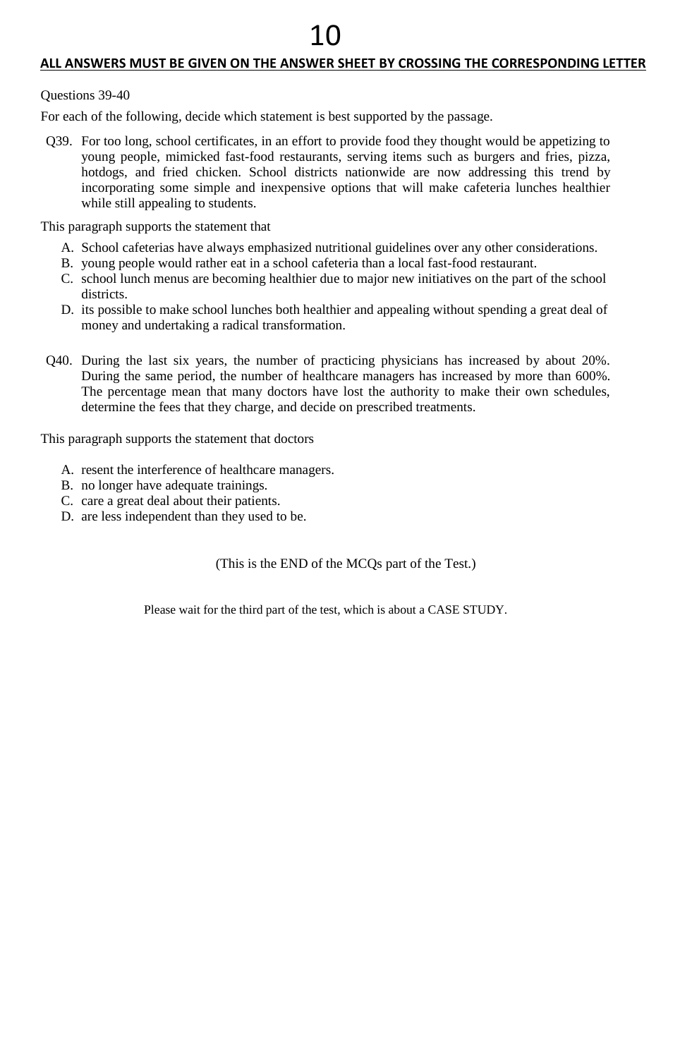**ALL ANSWERS MUST BE GIVEN ON THE ANSWER SHEET BY CROSSING THE CORRESPONDING LETTER**

Questions 39-40

For each of the following, decide which statement is best supported by the passage.

Q39. For too long, school certificates, in an effort to provide food they thought would be appetizing to young people, mimicked fast-food restaurants, serving items such as burgers and fries, pizza, hotdogs, and fried chicken. School districts nationwide are now addressing this trend by incorporating some simple and inexpensive options that will make cafeteria lunches healthier while still appealing to students.

This paragraph supports the statement that

A. School cafeterias have always emphasized nutritional guidelines over any other considerations.
B. young people would rather eat in a school cafeteria than a local fast-food restaurant.
C. school lunch menus are becoming healthier due to major new initiatives on the part of the school districts.
D. its possible to make school lunches both healthier and appealing without spending a great deal of money and undertaking a radical transformation.

Q40. During the last six years, the number of practicing physicians has increased by about 20%. During the same period, the number of healthcare managers has increased by more than 600%. The percentage mean that many doctors have lost the authority to make their own schedules, determine the fees that they charge, and decide on prescribed treatments.

This paragraph supports the statement that doctors

A. resent the interference of healthcare managers.
B. no longer have adequate trainings.
C. care a great deal about their patients.
D. are less independent than they used to be.

(This is the END of the MCQs part of the Test.)

Please wait for the third part of the test, which is about a CASE STUDY.